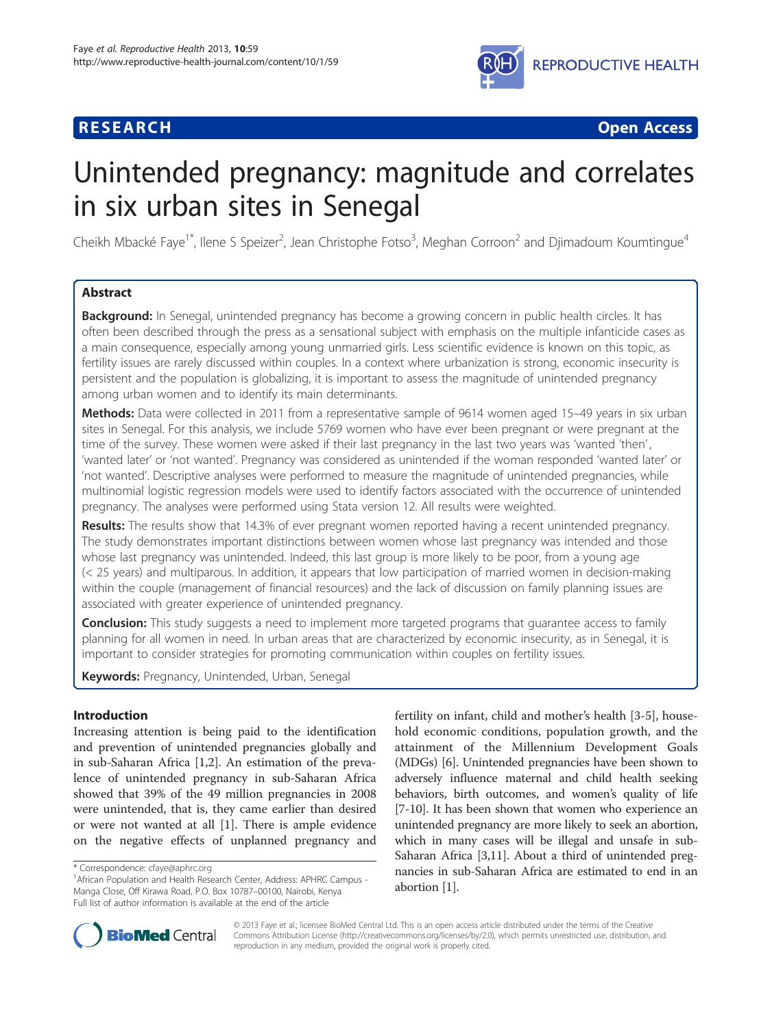**RESEARCH Open Access**

# Unintended pregnancy: magnitude and correlates in six urban sites in Senegal

Cheikh Mbacké Faye[1*], Ilene S Speizer[2], Jean Christophe Fotso[3], Meghan Corroon[2] and Djimadoum Koumtingue[4]

## Abstract

**Background:** In Senegal, unintended pregnancy has become a growing concern in public health circles. It has often been described through the press as a sensational subject with emphasis on the multiple infanticide cases as a main consequence, especially among young unmarried girls. Less scientific evidence is known on this topic, as fertility issues are rarely discussed within couples. In a context where urbanization is strong, economic insecurity is persistent and the population is globalizing, it is important to assess the magnitude of unintended pregnancy among urban women and to identify its main determinants.

**Methods:** Data were collected in 2011 from a representative sample of 9614 women aged 15–49 years in six urban sites in Senegal. For this analysis, we include 5769 women who have ever been pregnant or were pregnant at the time of the survey. These women were asked if their last pregnancy in the last two years was 'wanted 'then', 'wanted later' or 'not wanted'. Pregnancy was considered as unintended if the woman responded 'wanted later' or 'not wanted'. Descriptive analyses were performed to measure the magnitude of unintended pregnancies, while multinomial logistic regression models were used to identify factors associated with the occurrence of unintended pregnancy. The analyses were performed using Stata version 12. All results were weighted.

**Results:** The results show that 14.3% of ever pregnant women reported having a recent unintended pregnancy. The study demonstrates important distinctions between women whose last pregnancy was intended and those whose last pregnancy was unintended. Indeed, this last group is more likely to be poor, from a young age (< 25 years) and multiparous. In addition, it appears that low participation of married women in decision-making within the couple (management of financial resources) and the lack of discussion on family planning issues are associated with greater experience of unintended pregnancy.

**Conclusion:** This study suggests a need to implement more targeted programs that guarantee access to family planning for all women in need. In urban areas that are characterized by economic insecurity, as in Senegal, it is important to consider strategies for promoting communication within couples on fertility issues.

**Keywords:** Pregnancy, Unintended, Urban, Senegal

## Introduction

Increasing attention is being paid to the identification and prevention of unintended pregnancies globally and in sub-Saharan Africa [1,2]. An estimation of the prevalence of unintended pregnancy in sub-Saharan Africa showed that 39% of the 49 million pregnancies in 2008 were unintended, that is, they came earlier than desired or were not wanted at all [1]. There is ample evidence on the negative effects of unplanned pregnancy and fertility on infant, child and mother's health [3-5], household economic conditions, population growth, and the attainment of the Millennium Development Goals (MDGs) [6]. Unintended pregnancies have been shown to adversely influence maternal and child health seeking behaviors, birth outcomes, and women's quality of life [7-10]. It has been shown that women who experience an unintended pregnancy are more likely to seek an abortion, which in many cases will be illegal and unsafe in sub-Saharan Africa [3,11]. About a third of unintended pregnancies in sub-Saharan Africa are estimated to end in an abortion [1].

\* Correspondence: cfaye@aphrc.org
[1]African Population and Health Research Center, Address: APHRC Campus - Manga Close, Off Kirawa Road, P.O. Box 10787–00100, Nairobi, Kenya
Full list of author information is available at the end of the article

© 2013 Faye et al.; licensee BioMed Central Ltd. This is an open access article distributed under the terms of the Creative Commons Attribution License (http://creativecommons.org/licenses/by/2.0), which permits unrestricted use, distribution, and reproduction in any medium, provided the original work is properly cited.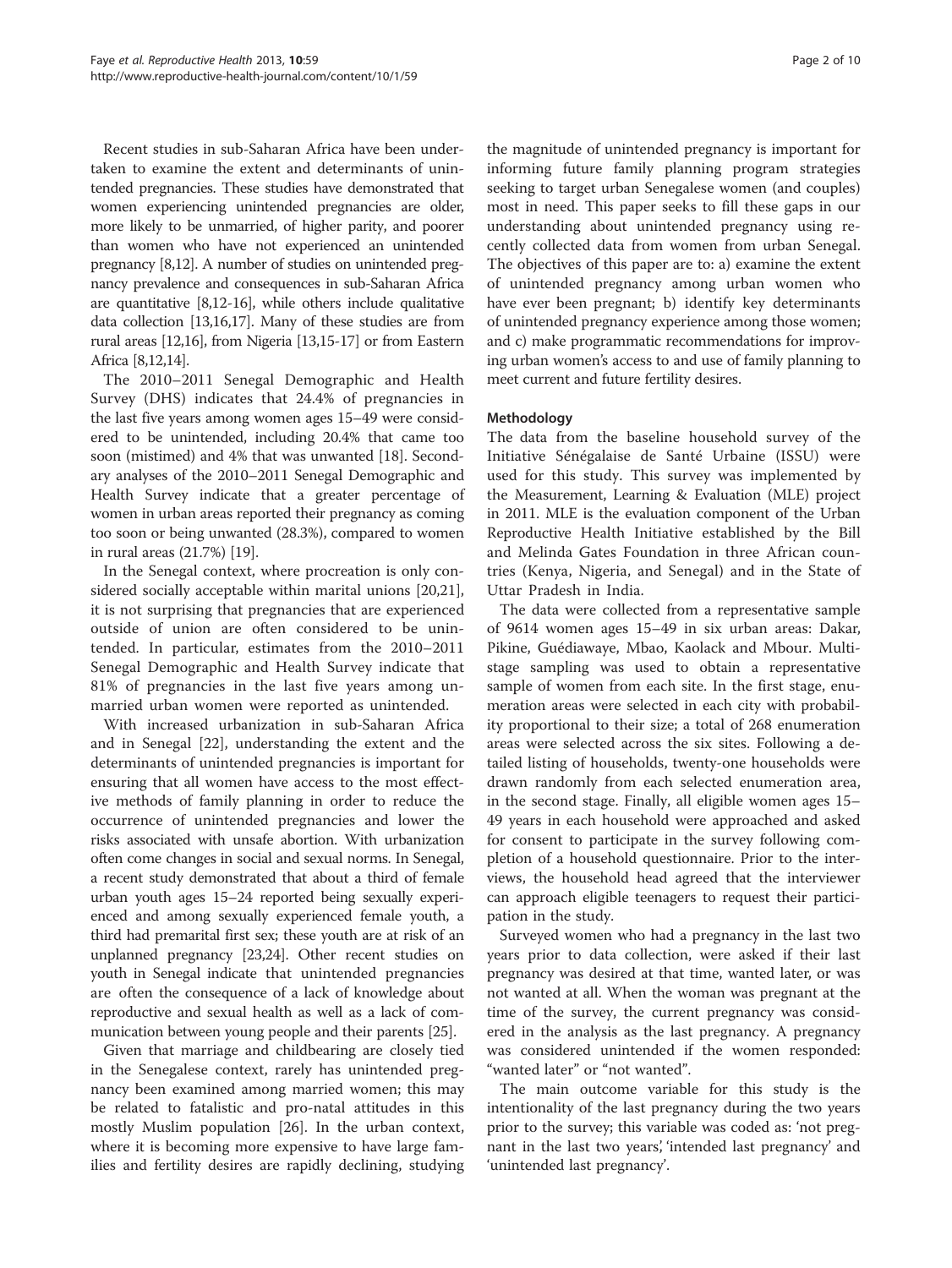Recent studies in sub-Saharan Africa have been undertaken to examine the extent and determinants of unintended pregnancies. These studies have demonstrated that women experiencing unintended pregnancies are older, more likely to be unmarried, of higher parity, and poorer than women who have not experienced an unintended pregnancy [8,12]. A number of studies on unintended pregnancy prevalence and consequences in sub-Saharan Africa are quantitative [8,12-16], while others include qualitative data collection [13,16,17]. Many of these studies are from rural areas [12,16], from Nigeria [13,15-17] or from Eastern Africa [8,12,14].

The 2010–2011 Senegal Demographic and Health Survey (DHS) indicates that 24.4% of pregnancies in the last five years among women ages 15–49 were considered to be unintended, including 20.4% that came too soon (mistimed) and 4% that was unwanted [18]. Secondary analyses of the 2010–2011 Senegal Demographic and Health Survey indicate that a greater percentage of women in urban areas reported their pregnancy as coming too soon or being unwanted (28.3%), compared to women in rural areas (21.7%) [19].

In the Senegal context, where procreation is only considered socially acceptable within marital unions [20,21], it is not surprising that pregnancies that are experienced outside of union are often considered to be unintended. In particular, estimates from the 2010–2011 Senegal Demographic and Health Survey indicate that 81% of pregnancies in the last five years among unmarried urban women were reported as unintended.

With increased urbanization in sub-Saharan Africa and in Senegal [22], understanding the extent and the determinants of unintended pregnancies is important for ensuring that all women have access to the most effective methods of family planning in order to reduce the occurrence of unintended pregnancies and lower the risks associated with unsafe abortion. With urbanization often come changes in social and sexual norms. In Senegal, a recent study demonstrated that about a third of female urban youth ages 15–24 reported being sexually experienced and among sexually experienced female youth, a third had premarital first sex; these youth are at risk of an unplanned pregnancy [23,24]. Other recent studies on youth in Senegal indicate that unintended pregnancies are often the consequence of a lack of knowledge about reproductive and sexual health as well as a lack of communication between young people and their parents [25].

Given that marriage and childbearing are closely tied in the Senegalese context, rarely has unintended pregnancy been examined among married women; this may be related to fatalistic and pro-natal attitudes in this mostly Muslim population [26]. In the urban context, where it is becoming more expensive to have large families and fertility desires are rapidly declining, studying the magnitude of unintended pregnancy is important for informing future family planning program strategies seeking to target urban Senegalese women (and couples) most in need. This paper seeks to fill these gaps in our understanding about unintended pregnancy using recently collected data from women from urban Senegal. The objectives of this paper are to: a) examine the extent of unintended pregnancy among urban women who have ever been pregnant; b) identify key determinants of unintended pregnancy experience among those women; and c) make programmatic recommendations for improving urban women's access to and use of family planning to meet current and future fertility desires.

## Methodology

The data from the baseline household survey of the Initiative Sénégalaise de Santé Urbaine (ISSU) were used for this study. This survey was implemented by the Measurement, Learning & Evaluation (MLE) project in 2011. MLE is the evaluation component of the Urban Reproductive Health Initiative established by the Bill and Melinda Gates Foundation in three African countries (Kenya, Nigeria, and Senegal) and in the State of Uttar Pradesh in India.

The data were collected from a representative sample of 9614 women ages 15–49 in six urban areas: Dakar, Pikine, Guédiawaye, Mbao, Kaolack and Mbour. Multi-stage sampling was used to obtain a representative sample of women from each site. In the first stage, enumeration areas were selected in each city with probability proportional to their size; a total of 268 enumeration areas were selected across the six sites. Following a detailed listing of households, twenty-one households were drawn randomly from each selected enumeration area, in the second stage. Finally, all eligible women ages 15–49 years in each household were approached and asked for consent to participate in the survey following completion of a household questionnaire. Prior to the interviews, the household head agreed that the interviewer can approach eligible teenagers to request their participation in the study.

Surveyed women who had a pregnancy in the last two years prior to data collection, were asked if their last pregnancy was desired at that time, wanted later, or was not wanted at all. When the woman was pregnant at the time of the survey, the current pregnancy was considered in the analysis as the last pregnancy. A pregnancy was considered unintended if the women responded: "wanted later" or "not wanted".

The main outcome variable for this study is the intentionality of the last pregnancy during the two years prior to the survey; this variable was coded as: 'not pregnant in the last two years', 'intended last pregnancy' and 'unintended last pregnancy'.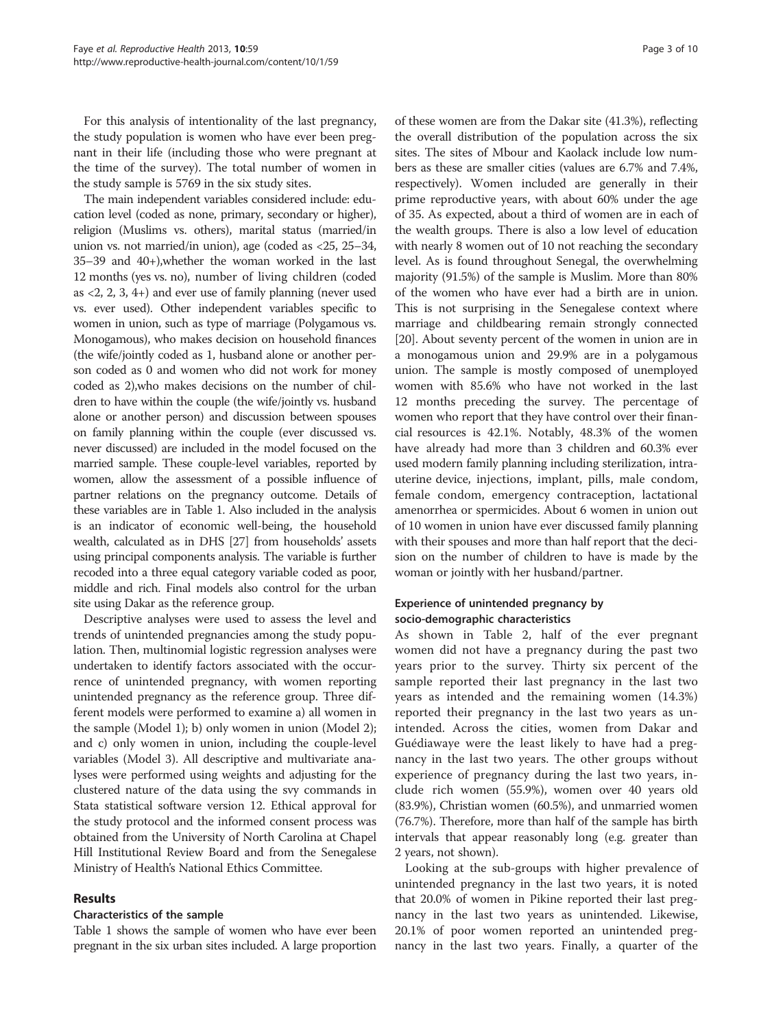For this analysis of intentionality of the last pregnancy, the study population is women who have ever been pregnant in their life (including those who were pregnant at the time of the survey). The total number of women in the study sample is 5769 in the six study sites.

The main independent variables considered include: education level (coded as none, primary, secondary or higher), religion (Muslims vs. others), marital status (married/in union vs. not married/in union), age (coded as <25, 25–34, 35–39 and 40+),whether the woman worked in the last 12 months (yes vs. no), number of living children (coded as <2, 2, 3, 4+) and ever use of family planning (never used vs. ever used). Other independent variables specific to women in union, such as type of marriage (Polygamous vs. Monogamous), who makes decision on household finances (the wife/jointly coded as 1, husband alone or another person coded as 0 and women who did not work for money coded as 2),who makes decisions on the number of children to have within the couple (the wife/jointly vs. husband alone or another person) and discussion between spouses on family planning within the couple (ever discussed vs. never discussed) are included in the model focused on the married sample. These couple-level variables, reported by women, allow the assessment of a possible influence of partner relations on the pregnancy outcome. Details of these variables are in Table 1. Also included in the analysis is an indicator of economic well-being, the household wealth, calculated as in DHS [27] from households' assets using principal components analysis. The variable is further recoded into a three equal category variable coded as poor, middle and rich. Final models also control for the urban site using Dakar as the reference group.

Descriptive analyses were used to assess the level and trends of unintended pregnancies among the study population. Then, multinomial logistic regression analyses were undertaken to identify factors associated with the occurrence of unintended pregnancy, with women reporting unintended pregnancy as the reference group. Three different models were performed to examine a) all women in the sample (Model 1); b) only women in union (Model 2); and c) only women in union, including the couple-level variables (Model 3). All descriptive and multivariate analyses were performed using weights and adjusting for the clustered nature of the data using the svy commands in Stata statistical software version 12. Ethical approval for the study protocol and the informed consent process was obtained from the University of North Carolina at Chapel Hill Institutional Review Board and from the Senegalese Ministry of Health's National Ethics Committee.

## Results

### Characteristics of the sample

Table 1 shows the sample of women who have ever been pregnant in the six urban sites included. A large proportion of these women are from the Dakar site (41.3%), reflecting the overall distribution of the population across the six sites. The sites of Mbour and Kaolack include low numbers as these are smaller cities (values are 6.7% and 7.4%, respectively). Women included are generally in their prime reproductive years, with about 60% under the age of 35. As expected, about a third of women are in each of the wealth groups. There is also a low level of education with nearly 8 women out of 10 not reaching the secondary level. As is found throughout Senegal, the overwhelming majority (91.5%) of the sample is Muslim. More than 80% of the women who have ever had a birth are in union. This is not surprising in the Senegalese context where marriage and childbearing remain strongly connected [20]. About seventy percent of the women in union are in a monogamous union and 29.9% are in a polygamous union. The sample is mostly composed of unemployed women with 85.6% who have not worked in the last 12 months preceding the survey. The percentage of women who report that they have control over their financial resources is 42.1%. Notably, 48.3% of the women have already had more than 3 children and 60.3% ever used modern family planning including sterilization, intrauterine device, injections, implant, pills, male condom, female condom, emergency contraception, lactational amenorrhea or spermicides. About 6 women in union out of 10 women in union have ever discussed family planning with their spouses and more than half report that the decision on the number of children to have is made by the woman or jointly with her husband/partner.

### Experience of unintended pregnancy by socio-demographic characteristics

As shown in Table 2, half of the ever pregnant women did not have a pregnancy during the past two years prior to the survey. Thirty six percent of the sample reported their last pregnancy in the last two years as intended and the remaining women (14.3%) reported their pregnancy in the last two years as unintended. Across the cities, women from Dakar and Guédiawaye were the least likely to have had a pregnancy in the last two years. The other groups without experience of pregnancy during the last two years, include rich women (55.9%), women over 40 years old (83.9%), Christian women (60.5%), and unmarried women (76.7%). Therefore, more than half of the sample has birth intervals that appear reasonably long (e.g. greater than 2 years, not shown).

Looking at the sub-groups with higher prevalence of unintended pregnancy in the last two years, it is noted that 20.0% of women in Pikine reported their last pregnancy in the last two years as unintended. Likewise, 20.1% of poor women reported an unintended pregnancy in the last two years. Finally, a quarter of the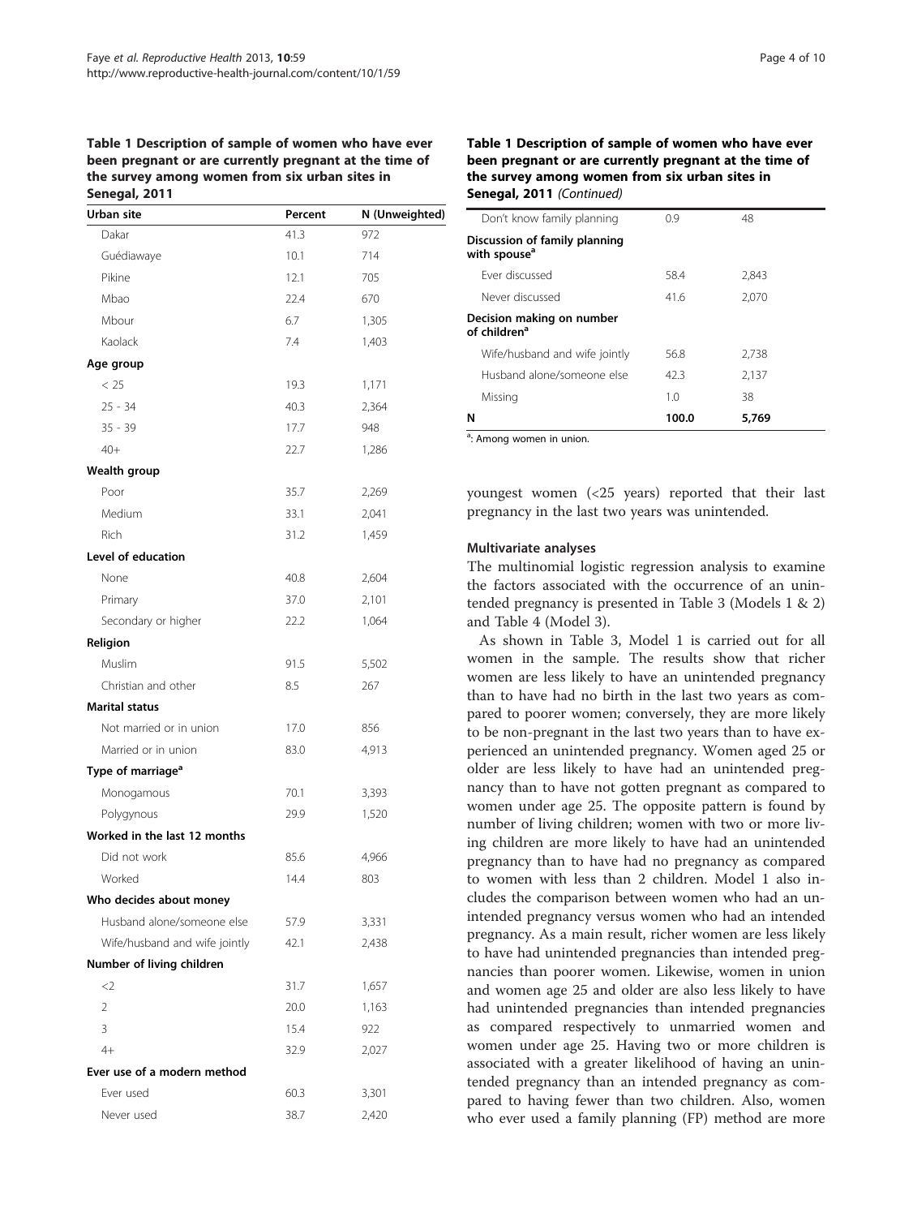**Table 1 Description of sample of women who have ever been pregnant or are currently pregnant at the time of the survey among women from six urban sites in Senegal, 2011**

| Urban site | Percent | N (Unweighted) |
|---|---|---|
| Dakar | 41.3 | 972 |
| Guédiawaye | 10.1 | 714 |
| Pikine | 12.1 | 705 |
| Mbao | 22.4 | 670 |
| Mbour | 6.7 | 1,305 |
| Kaolack | 7.4 | 1,403 |
| **Age group** | | |
| < 25 | 19.3 | 1,171 |
| 25 - 34 | 40.3 | 2,364 |
| 35 - 39 | 17.7 | 948 |
| 40+ | 22.7 | 1,286 |
| **Wealth group** | | |
| Poor | 35.7 | 2,269 |
| Medium | 33.1 | 2,041 |
| Rich | 31.2 | 1,459 |
| **Level of education** | | |
| None | 40.8 | 2,604 |
| Primary | 37.0 | 2,101 |
| Secondary or higher | 22.2 | 1,064 |
| **Religion** | | |
| Muslim | 91.5 | 5,502 |
| Christian and other | 8.5 | 267 |
| **Marital status** | | |
| Not married or in union | 17.0 | 856 |
| Married or in union | 83.0 | 4,913 |
| **Type of marriage[a]** | | |
| Monogamous | 70.1 | 3,393 |
| Polygynous | 29.9 | 1,520 |
| **Worked in the last 12 months** | | |
| Did not work | 85.6 | 4,966 |
| Worked | 14.4 | 803 |
| **Who decides about money** | | |
| Husband alone/someone else | 57.9 | 3,331 |
| Wife/husband and wife jointly | 42.1 | 2,438 |
| **Number of living children** | | |
| <2 | 31.7 | 1,657 |
| 2 | 20.0 | 1,163 |
| 3 | 15.4 | 922 |
| 4+ | 32.9 | 2,027 |
| **Ever use of a modern method** | | |
| Ever used | 60.3 | 3,301 |
| Never used | 38.7 | 2,420 |
| Don't know family planning | 0.9 | 48 |
| **Discussion of family planning with spouse[a]** | | |
| Ever discussed | 58.4 | 2,843 |
| Never discussed | 41.6 | 2,070 |
| **Decision making on number of children[a]** | | |
| Wife/husband and wife jointly | 56.8 | 2,738 |
| Husband alone/someone else | 42.3 | 2,137 |
| Missing | 1.0 | 38 |
| **N** | **100.0** | **5,769** |

[a]: Among women in union.

youngest women (<25 years) reported that their last pregnancy in the last two years was unintended.

### Multivariate analyses

The multinomial logistic regression analysis to examine the factors associated with the occurrence of an unintended pregnancy is presented in Table 3 (Models 1 & 2) and Table 4 (Model 3).

As shown in Table 3, Model 1 is carried out for all women in the sample. The results show that richer women are less likely to have an unintended pregnancy than to have had no birth in the last two years as compared to poorer women; conversely, they are more likely to be non-pregnant in the last two years than to have experienced an unintended pregnancy. Women aged 25 or older are less likely to have had an unintended pregnancy than to have not gotten pregnant as compared to women under age 25. The opposite pattern is found by number of living children; women with two or more living children are more likely to have had an unintended pregnancy than to have had no pregnancy as compared to women with less than 2 children. Model 1 also includes the comparison between women who had an unintended pregnancy versus women who had an intended pregnancy. As a main result, richer women are less likely to have had unintended pregnancies than intended pregnancies than poorer women. Likewise, women in union and women age 25 and older are also less likely to have had unintended pregnancies than intended pregnancies as compared respectively to unmarried women and women under age 25. Having two or more children is associated with a greater likelihood of having an unintended pregnancy than an intended pregnancy as compared to having fewer than two children. Also, women who ever used a family planning (FP) method are more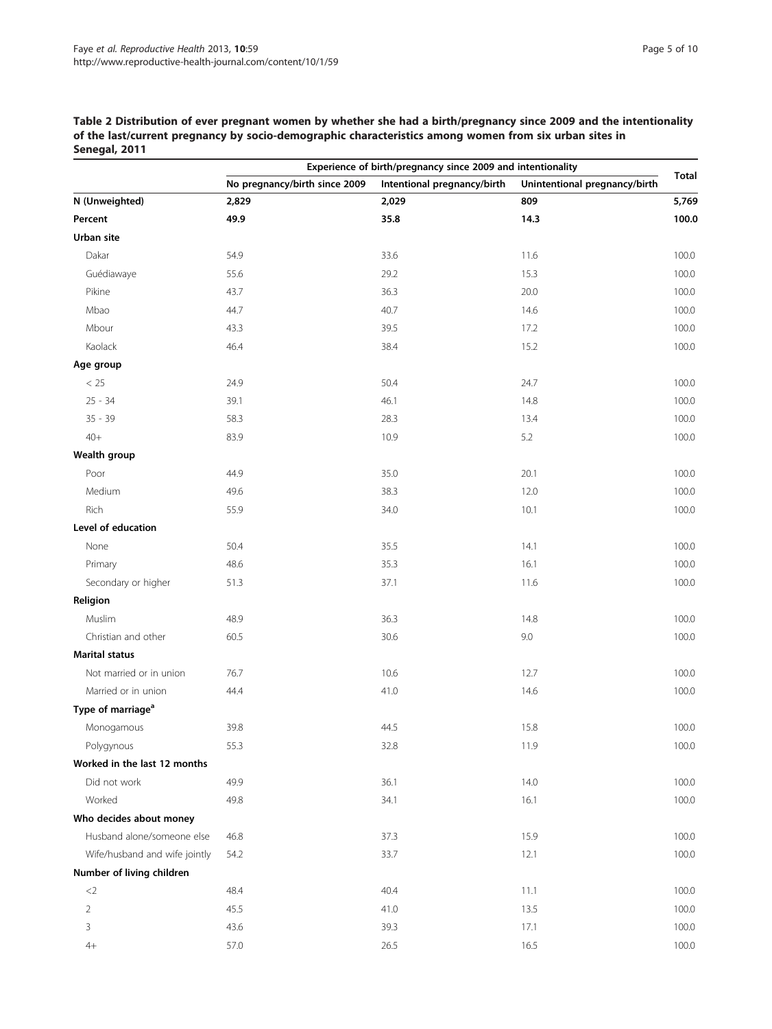**Table 2 Distribution of ever pregnant women by whether she had a birth/pregnancy since 2009 and the intentionality of the last/current pregnancy by socio-demographic characteristics among women from six urban sites in Senegal, 2011**

| | Experience of birth/pregnancy since 2009 and intentionality | | | Total |
|---|---|---|---|---|
| | No pregnancy/birth since 2009 | Intentional pregnancy/birth | Unintentional pregnancy/birth | |
| **N (Unweighted)** | **2,829** | **2,029** | **809** | **5,769** |
| **Percent** | **49.9** | **35.8** | **14.3** | **100.0** |
| **Urban site** | | | | |
| Dakar | 54.9 | 33.6 | 11.6 | 100.0 |
| Guédiawaye | 55.6 | 29.2 | 15.3 | 100.0 |
| Pikine | 43.7 | 36.3 | 20.0 | 100.0 |
| Mbao | 44.7 | 40.7 | 14.6 | 100.0 |
| Mbour | 43.3 | 39.5 | 17.2 | 100.0 |
| Kaolack | 46.4 | 38.4 | 15.2 | 100.0 |
| **Age group** | | | | |
| < 25 | 24.9 | 50.4 | 24.7 | 100.0 |
| 25 - 34 | 39.1 | 46.1 | 14.8 | 100.0 |
| 35 - 39 | 58.3 | 28.3 | 13.4 | 100.0 |
| 40+ | 83.9 | 10.9 | 5.2 | 100.0 |
| **Wealth group** | | | | |
| Poor | 44.9 | 35.0 | 20.1 | 100.0 |
| Medium | 49.6 | 38.3 | 12.0 | 100.0 |
| Rich | 55.9 | 34.0 | 10.1 | 100.0 |
| **Level of education** | | | | |
| None | 50.4 | 35.5 | 14.1 | 100.0 |
| Primary | 48.6 | 35.3 | 16.1 | 100.0 |
| Secondary or higher | 51.3 | 37.1 | 11.6 | 100.0 |
| **Religion** | | | | |
| Muslim | 48.9 | 36.3 | 14.8 | 100.0 |
| Christian and other | 60.5 | 30.6 | 9.0 | 100.0 |
| **Marital status** | | | | |
| Not married or in union | 76.7 | 10.6 | 12.7 | 100.0 |
| Married or in union | 44.4 | 41.0 | 14.6 | 100.0 |
| **Type of marriage[a]** | | | | |
| Monogamous | 39.8 | 44.5 | 15.8 | 100.0 |
| Polygynous | 55.3 | 32.8 | 11.9 | 100.0 |
| **Worked in the last 12 months** | | | | |
| Did not work | 49.9 | 36.1 | 14.0 | 100.0 |
| Worked | 49.8 | 34.1 | 16.1 | 100.0 |
| **Who decides about money** | | | | |
| Husband alone/someone else | 46.8 | 37.3 | 15.9 | 100.0 |
| Wife/husband and wife jointly | 54.2 | 33.7 | 12.1 | 100.0 |
| **Number of living children** | | | | |
| <2 | 48.4 | 40.4 | 11.1 | 100.0 |
| 2 | 45.5 | 41.0 | 13.5 | 100.0 |
| 3 | 43.6 | 39.3 | 17.1 | 100.0 |
| 4+ | 57.0 | 26.5 | 16.5 | 100.0 |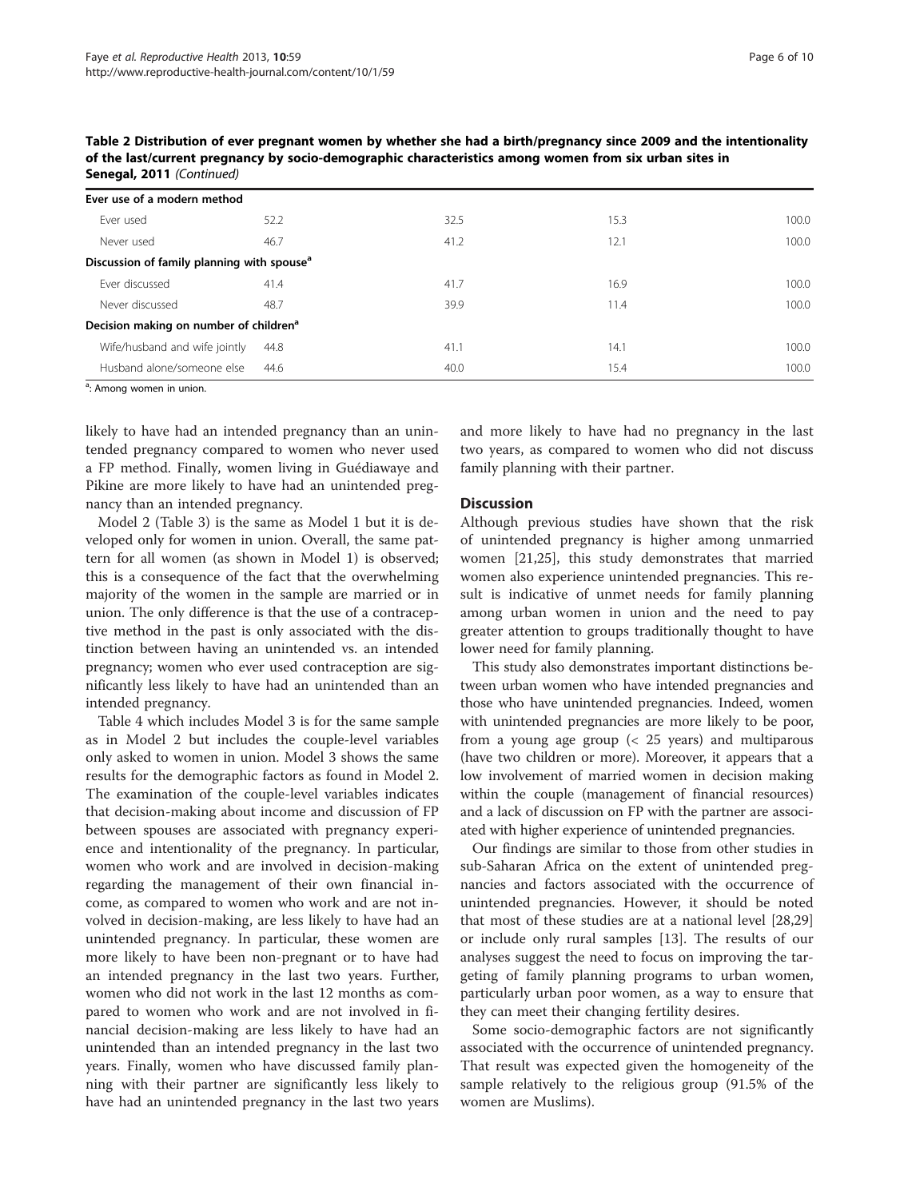**Table 2 Distribution of ever pregnant women by whether she had a birth/pregnancy since 2009 and the intentionality of the last/current pregnancy by socio-demographic characteristics among women from six urban sites in Senegal, 2011** *(Continued)*

| | | | | |
|---|---|---|---|---|
| **Ever use of a modern method** | | | | |
| Ever used | 52.2 | 32.5 | 15.3 | 100.0 |
| Never used | 46.7 | 41.2 | 12.1 | 100.0 |
| **Discussion of family planning with spouse[a]** | | | | |
| Ever discussed | 41.4 | 41.7 | 16.9 | 100.0 |
| Never discussed | 48.7 | 39.9 | 11.4 | 100.0 |
| **Decision making on number of children[a]** | | | | |
| Wife/husband and wife jointly | 44.8 | 41.1 | 14.1 | 100.0 |
| Husband alone/someone else | 44.6 | 40.0 | 15.4 | 100.0 |

[a]: Among women in union.

likely to have had an intended pregnancy than an unintended pregnancy compared to women who never used a FP method. Finally, women living in Guédiawaye and Pikine are more likely to have had an unintended pregnancy than an intended pregnancy.

Model 2 (Table 3) is the same as Model 1 but it is developed only for women in union. Overall, the same pattern for all women (as shown in Model 1) is observed; this is a consequence of the fact that the overwhelming majority of the women in the sample are married or in union. The only difference is that the use of a contraceptive method in the past is only associated with the distinction between having an unintended vs. an intended pregnancy; women who ever used contraception are significantly less likely to have had an unintended than an intended pregnancy.

Table 4 which includes Model 3 is for the same sample as in Model 2 but includes the couple-level variables only asked to women in union. Model 3 shows the same results for the demographic factors as found in Model 2. The examination of the couple-level variables indicates that decision-making about income and discussion of FP between spouses are associated with pregnancy experience and intentionality of the pregnancy. In particular, women who work and are involved in decision-making regarding the management of their own financial income, as compared to women who work and are not involved in decision-making, are less likely to have had an unintended pregnancy. In particular, these women are more likely to have been non-pregnant or to have had an intended pregnancy in the last two years. Further, women who did not work in the last 12 months as compared to women who work and are not involved in financial decision-making are less likely to have had an unintended than an intended pregnancy in the last two years. Finally, women who have discussed family planning with their partner are significantly less likely to have had an unintended pregnancy in the last two years and more likely to have had no pregnancy in the last two years, as compared to women who did not discuss family planning with their partner.

## Discussion

Although previous studies have shown that the risk of unintended pregnancy is higher among unmarried women [21,25], this study demonstrates that married women also experience unintended pregnancies. This result is indicative of unmet needs for family planning among urban women in union and the need to pay greater attention to groups traditionally thought to have lower need for family planning.

This study also demonstrates important distinctions between urban women who have intended pregnancies and those who have unintended pregnancies. Indeed, women with unintended pregnancies are more likely to be poor, from a young age group (< 25 years) and multiparous (have two children or more). Moreover, it appears that a low involvement of married women in decision making within the couple (management of financial resources) and a lack of discussion on FP with the partner are associated with higher experience of unintended pregnancies.

Our findings are similar to those from other studies in sub-Saharan Africa on the extent of unintended pregnancies and factors associated with the occurrence of unintended pregnancies. However, it should be noted that most of these studies are at a national level [28,29] or include only rural samples [13]. The results of our analyses suggest the need to focus on improving the targeting of family planning programs to urban women, particularly urban poor women, as a way to ensure that they can meet their changing fertility desires.

Some socio-demographic factors are not significantly associated with the occurrence of unintended pregnancy. That result was expected given the homogeneity of the sample relatively to the religious group (91.5% of the women are Muslims).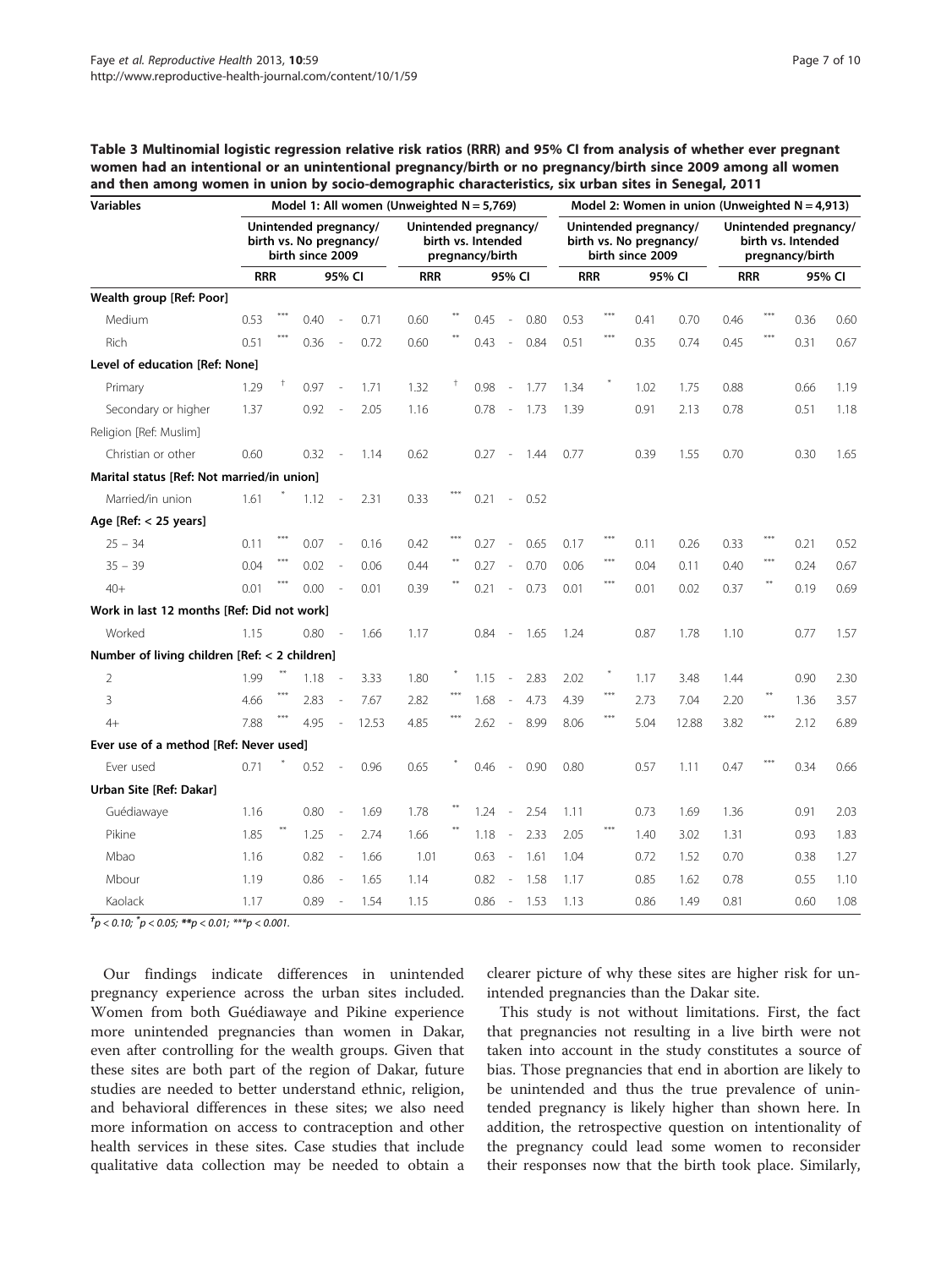**Table 3 Multinomial logistic regression relative risk ratios (RRR) and 95% CI from analysis of whether ever pregnant women had an intentional or an unintentional pregnancy/birth or no pregnancy/birth since 2009 among all women and then among women in union by socio-demographic characteristics, six urban sites in Senegal, 2011**

| Variables | Model 1: All women (Unweighted N = 5,769) | | | | | | Model 2: Women in union (Unweighted N = 4,913) | | | | | |
|---|---|---|---|---|---|---|---|---|---|---|---|---|
| | Unintended pregnancy/ birth vs. No pregnancy/ birth since 2009 | | | Unintended pregnancy/ birth vs. Intended pregnancy/birth | | | Unintended pregnancy/ birth vs. No pregnancy/ birth since 2009 | | | Unintended pregnancy/ birth vs. Intended pregnancy/birth | | |
| | RRR | | 95% CI | RRR | | 95% CI | RRR | | 95% CI | RRR | | 95% CI |
| **Wealth group [Ref: Poor]** | | | | | | | | | | | | |
| Medium | 0.53 | *** | 0.40 - 0.71 | 0.60 | ** | 0.45 - 0.80 | 0.53 | *** | 0.41 0.70 | 0.46 | *** | 0.36 0.60 |
| Rich | 0.51 | *** | 0.36 - 0.72 | 0.60 | ** | 0.43 - 0.84 | 0.51 | *** | 0.35 0.74 | 0.45 | *** | 0.31 0.67 |
| **Level of education [Ref: None]** | | | | | | | | | | | | |
| Primary | 1.29 | † | 0.97 - 1.71 | 1.32 | † | 0.98 - 1.77 | 1.34 | * | 1.02 1.75 | 0.88 | | 0.66 1.19 |
| Secondary or higher | 1.37 | | 0.92 - 2.05 | 1.16 | | 0.78 - 1.73 | 1.39 | | 0.91 2.13 | 0.78 | | 0.51 1.18 |
| Religion [Ref: Muslim] | | | | | | | | | | | | |
| Christian or other | 0.60 | | 0.32 - 1.14 | 0.62 | | 0.27 - 1.44 | 0.77 | | 0.39 1.55 | 0.70 | | 0.30 1.65 |
| **Marital status [Ref: Not married/in union]** | | | | | | | | | | | | |
| Married/in union | 1.61 | * | 1.12 - 2.31 | 0.33 | *** | 0.21 - 0.52 | | | | | | |
| **Age [Ref: < 25 years]** | | | | | | | | | | | | |
| 25 – 34 | 0.11 | *** | 0.07 - 0.16 | 0.42 | *** | 0.27 - 0.65 | 0.17 | *** | 0.11 0.26 | 0.33 | *** | 0.21 0.52 |
| 35 – 39 | 0.04 | *** | 0.02 - 0.06 | 0.44 | ** | 0.27 - 0.70 | 0.06 | *** | 0.04 0.11 | 0.40 | *** | 0.24 0.67 |
| 40+ | 0.01 | *** | 0.00 - 0.01 | 0.39 | ** | 0.21 - 0.73 | 0.01 | *** | 0.01 0.02 | 0.37 | ** | 0.19 0.69 |
| **Work in last 12 months [Ref: Did not work]** | | | | | | | | | | | | |
| Worked | 1.15 | | 0.80 - 1.66 | 1.17 | | 0.84 - 1.65 | 1.24 | | 0.87 1.78 | 1.10 | | 0.77 1.57 |
| **Number of living children [Ref: < 2 children]** | | | | | | | | | | | | |
| 2 | 1.99 | ** | 1.18 - 3.33 | 1.80 | * | 1.15 - 2.83 | 2.02 | * | 1.17 3.48 | 1.44 | | 0.90 2.30 |
| 3 | 4.66 | *** | 2.83 - 7.67 | 2.82 | *** | 1.68 - 4.73 | 4.39 | *** | 2.73 7.04 | 2.20 | ** | 1.36 3.57 |
| 4+ | 7.88 | *** | 4.95 - 12.53 | 4.85 | *** | 2.62 - 8.99 | 8.06 | *** | 5.04 12.88 | 3.82 | *** | 2.12 6.89 |
| **Ever use of a method [Ref: Never used]** | | | | | | | | | | | | |
| Ever used | 0.71 | * | 0.52 - 0.96 | 0.65 | * | 0.46 - 0.90 | 0.80 | | 0.57 1.11 | 0.47 | *** | 0.34 0.66 |
| **Urban Site [Ref: Dakar]** | | | | | | | | | | | | |
| Guédiawaye | 1.16 | | 0.80 - 1.69 | 1.78 | ** | 1.24 - 2.54 | 1.11 | | 0.73 1.69 | 1.36 | | 0.91 2.03 |
| Pikine | 1.85 | ** | 1.25 - 2.74 | 1.66 | ** | 1.18 - 2.33 | 2.05 | *** | 1.40 3.02 | 1.31 | | 0.93 1.83 |
| Mbao | 1.16 | | 0.82 - 1.66 | 1.01 | | 0.63 - 1.61 | 1.04 | | 0.72 1.52 | 0.70 | | 0.38 1.27 |
| Mbour | 1.19 | | 0.86 - 1.65 | 1.14 | | 0.82 - 1.58 | 1.17 | | 0.85 1.62 | 0.78 | | 0.55 1.10 |
| Kaolack | 1.17 | | 0.89 - 1.54 | 1.15 | | 0.86 - 1.53 | 1.13 | | 0.86 1.49 | 0.81 | | 0.60 1.08 |

†$p < 0.10$; *$p < 0.05$; **$p < 0.01$; ***$p < 0.001$.

Our findings indicate differences in unintended pregnancy experience across the urban sites included. Women from both Guédiawaye and Pikine experience more unintended pregnancies than women in Dakar, even after controlling for the wealth groups. Given that these sites are both part of the region of Dakar, future studies are needed to better understand ethnic, religion, and behavioral differences in these sites; we also need more information on access to contraception and other health services in these sites. Case studies that include qualitative data collection may be needed to obtain a clearer picture of why these sites are higher risk for unintended pregnancies than the Dakar site.

This study is not without limitations. First, the fact that pregnancies not resulting in a live birth were not taken into account in the study constitutes a source of bias. Those pregnancies that end in abortion are likely to be unintended and thus the true prevalence of unintended pregnancy is likely higher than shown here. In addition, the retrospective question on intentionality of the pregnancy could lead some women to reconsider their responses now that the birth took place. Similarly,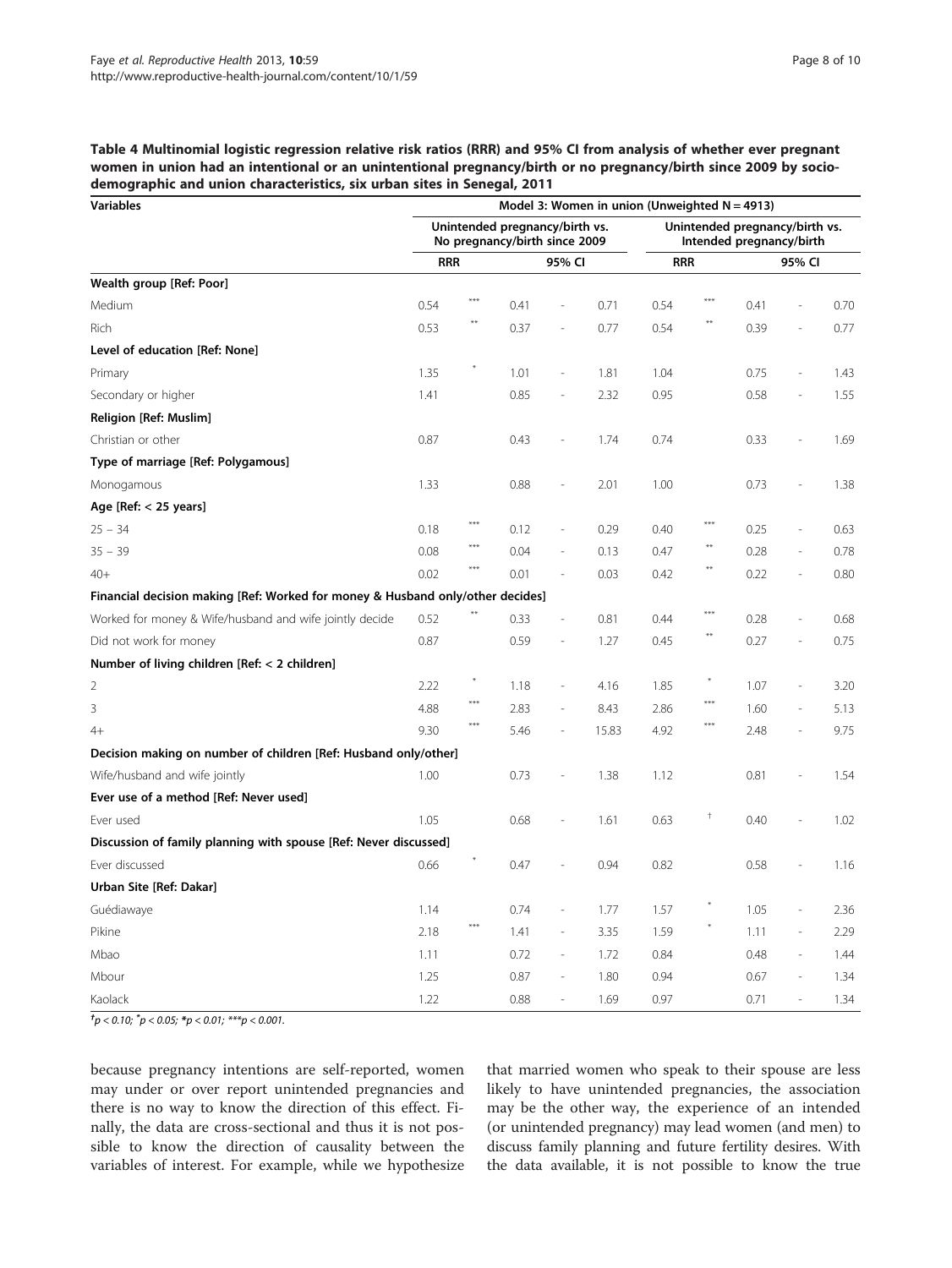**Table 4 Multinomial logistic regression relative risk ratios (RRR) and 95% CI from analysis of whether ever pregnant women in union had an intentional or an unintentional pregnancy/birth or no pregnancy/birth since 2009 by socio-demographic and union characteristics, six urban sites in Senegal, 2011**

| Variables | Model 3: Women in union (Unweighted N = 4913) | | | | | | | | | |
|---|---|---|---|---|---|---|---|---|---|---|
| | Unintended pregnancy/birth vs. No pregnancy/birth since 2009 | | | | | Unintended pregnancy/birth vs. Intended pregnancy/birth | | | | |
| | RRR | | 95% CI | | | RRR | | 95% CI | | |
| **Wealth group [Ref: Poor]** | | | | | | | | | | |
| Medium | 0.54 | *** | 0.41 | - | 0.71 | 0.54 | *** | 0.41 | - | 0.70 |
| Rich | 0.53 | ** | 0.37 | - | 0.77 | 0.54 | ** | 0.39 | - | 0.77 |
| **Level of education [Ref: None]** | | | | | | | | | | |
| Primary | 1.35 | * | 1.01 | - | 1.81 | 1.04 | | 0.75 | - | 1.43 |
| Secondary or higher | 1.41 | | 0.85 | - | 2.32 | 0.95 | | 0.58 | - | 1.55 |
| **Religion [Ref: Muslim]** | | | | | | | | | | |
| Christian or other | 0.87 | | 0.43 | - | 1.74 | 0.74 | | 0.33 | - | 1.69 |
| **Type of marriage [Ref: Polygamous]** | | | | | | | | | | |
| Monogamous | 1.33 | | 0.88 | - | 2.01 | 1.00 | | 0.73 | - | 1.38 |
| **Age [Ref: < 25 years]** | | | | | | | | | | |
| 25 – 34 | 0.18 | *** | 0.12 | - | 0.29 | 0.40 | *** | 0.25 | - | 0.63 |
| 35 – 39 | 0.08 | *** | 0.04 | - | 0.13 | 0.47 | ** | 0.28 | - | 0.78 |
| 40+ | 0.02 | *** | 0.01 | - | 0.03 | 0.42 | ** | 0.22 | - | 0.80 |
| **Financial decision making [Ref: Worked for money & Husband only/other decides]** | | | | | | | | | | |
| Worked for money & Wife/husband and wife jointly decide | 0.52 | ** | 0.33 | - | 0.81 | 0.44 | *** | 0.28 | - | 0.68 |
| Did not work for money | 0.87 | | 0.59 | - | 1.27 | 0.45 | ** | 0.27 | - | 0.75 |
| **Number of living children [Ref: < 2 children]** | | | | | | | | | | |
| 2 | 2.22 | * | 1.18 | - | 4.16 | 1.85 | * | 1.07 | - | 3.20 |
| 3 | 4.88 | *** | 2.83 | - | 8.43 | 2.86 | *** | 1.60 | - | 5.13 |
| 4+ | 9.30 | *** | 5.46 | - | 15.83 | 4.92 | *** | 2.48 | - | 9.75 |
| **Decision making on number of children [Ref: Husband only/other]** | | | | | | | | | | |
| Wife/husband and wife jointly | 1.00 | | 0.73 | - | 1.38 | 1.12 | | 0.81 | - | 1.54 |
| **Ever use of a method [Ref: Never used]** | | | | | | | | | | |
| Ever used | 1.05 | | 0.68 | - | 1.61 | 0.63 | † | 0.40 | - | 1.02 |
| **Discussion of family planning with spouse [Ref: Never discussed]** | | | | | | | | | | |
| Ever discussed | 0.66 | * | 0.47 | - | 0.94 | 0.82 | | 0.58 | - | 1.16 |
| **Urban Site [Ref: Dakar]** | | | | | | | | | | |
| Guédiawaye | 1.14 | | 0.74 | - | 1.77 | 1.57 | * | 1.05 | - | 2.36 |
| Pikine | 2.18 | *** | 1.41 | - | 3.35 | 1.59 | * | 1.11 | - | 2.29 |
| Mbao | 1.11 | | 0.72 | - | 1.72 | 0.84 | | 0.48 | - | 1.44 |
| Mbour | 1.25 | | 0.87 | - | 1.80 | 0.94 | | 0.67 | - | 1.34 |
| Kaolack | 1.22 | | 0.88 | - | 1.69 | 0.97 | | 0.71 | - | 1.34 |

†$p < 0.10$; *$p < 0.05$; **$p < 0.01$; ***$p < 0.001$.

because pregnancy intentions are self-reported, women may under or over report unintended pregnancies and there is no way to know the direction of this effect. Finally, the data are cross-sectional and thus it is not possible to know the direction of causality between the variables of interest. For example, while we hypothesize that married women who speak to their spouse are less likely to have unintended pregnancies, the association may be the other way, the experience of an intended (or unintended pregnancy) may lead women (and men) to discuss family planning and future fertility desires. With the data available, it is not possible to know the true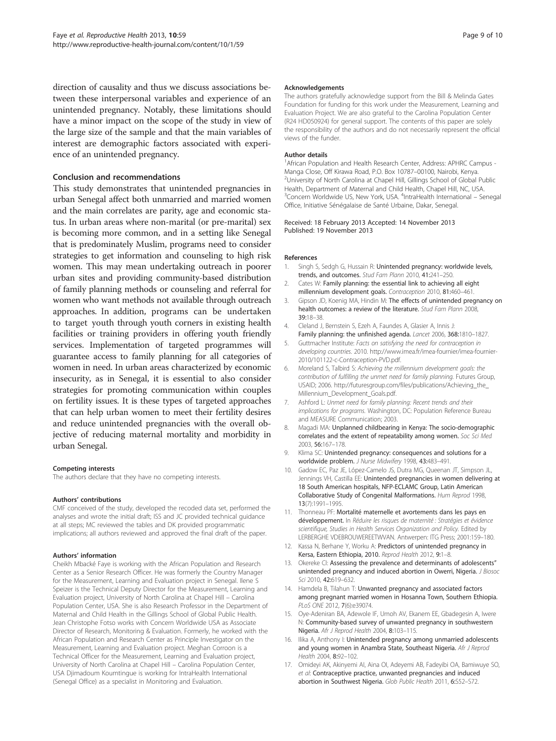direction of causality and thus we discuss associations between these interpersonal variables and experience of an unintended pregnancy. Notably, these limitations should have a minor impact on the scope of the study in view of the large size of the sample and that the main variables of interest are demographic factors associated with experience of an unintended pregnancy.

## Conclusion and recommendations

This study demonstrates that unintended pregnancies in urban Senegal affect both unmarried and married women and the main correlates are parity, age and economic status. In urban areas where non-marital (or pre-marital) sex is becoming more common, and in a setting like Senegal that is predominately Muslim, programs need to consider strategies to get information and counseling to high risk women. This may mean undertaking outreach in poorer urban sites and providing community-based distribution of family planning methods or counseling and referral for women who want methods not available through outreach approaches. In addition, programs can be undertaken to target youth through youth corners in existing health facilities or training providers in offering youth friendly services. Implementation of targeted programmes will guarantee access to family planning for all categories of women in need. In urban areas characterized by economic insecurity, as in Senegal, it is essential to also consider strategies for promoting communication within couples on fertility issues. It is these types of targeted approaches that can help urban women to meet their fertility desires and reduce unintended pregnancies with the overall objective of reducing maternal mortality and morbidity in urban Senegal.

#### Competing interests

The authors declare that they have no competing interests.

#### Authors' contributions

CMF conceived of the study, developed the recoded data set, performed the analyses and wrote the initial draft; ISS and JC provided technical guidance at all steps; MC reviewed the tables and DK provided programmatic implications; all authors reviewed and approved the final draft of the paper.

#### Authors' information

Cheikh Mbacké Faye is working with the African Population and Research Center as a Senior Research Officer. He was formerly the Country Manager for the Measurement, Learning and Evaluation project in Senegal. Ilene S Speizer is the Technical Deputy Director for the Measurement, Learning and Evaluation project, University of North Carolina at Chapel Hill – Carolina Population Center, USA. She is also Research Professor in the Department of Maternal and Child Health in the Gillings School of Global Public Health. Jean Christophe Fotso works with Concern Worldwide USA as Associate Director of Research, Monitoring & Evaluation. Formerly, he worked with the African Population and Research Center as Principle Investigator on the Measurement, Learning and Evaluation project. Meghan Corroon is a Technical Officer for the Measurement, Learning and Evaluation project, University of North Carolina at Chapel Hill – Carolina Population Center, USA Djimadoum Koumtingue is working for IntraHealth International (Senegal Office) as a specialist in Monitoring and Evaluation.

#### Acknowledgements

The authors gratefully acknowledge support from the Bill & Melinda Gates Foundation for funding for this work under the Measurement, Learning and Evaluation Project. We are also grateful to the Carolina Population Center (R24 HD050924) for general support. The contents of this paper are solely the responsibility of the authors and do not necessarily represent the official views of the funder.

#### Author details

[1]African Population and Health Research Center, Address: APHRC Campus - Manga Close, Off Kirawa Road, P.O. Box 10787–00100, Nairobi, Kenya. [2]University of North Carolina at Chapel Hill, Gillings School of Global Public Health, Department of Maternal and Child Health, Chapel Hill, NC, USA. [3]Concern Worldwide US, New York, USA. [4]IntraHealth International – Senegal Office, Initiative Sénégalaise de Santé Urbaine, Dakar, Senegal.

Received: 18 February 2013 Accepted: 14 November 2013
Published: 19 November 2013

#### References

1. Singh S, Sedgh G, Hussain R: **Unintended pregnancy: worldwide levels, trends, and outcomes.** *Stud Fam Plann* 2010, **41:**241–250.
2. Cates W: **Family planning: the essential link to achieving all eight millennium development goals.** *Contraception* 2010, **81:**460–461.
3. Gipson JD, Koenig MA, Hindin M: **The effects of unintended pregnancy on health outcomes: a review of the literature.** *Stud Fam Plann* 2008, **39:**18–38.
4. Cleland J, Bernstein S, Ezeh A, Faundes A, Glasier A, Innis J: **Family planning: the unfinished agenda.** *Lancet* 2006, **368:**1810–1827.
5. Guttmacher Institute: *Facts on satisfying the need for contraception in developing countries.* 2010. http://www.imea.fr/imea-fournier/imea-fournier-2010/101122-c-Contraception-PVD.pdf.
6. Moreland S, Talbird S: *Achieving the millennium development goals: the contribution of fulfilling the unmet need for family planning.* Futures Group, USAID; 2006. http://futuresgroup.com/files/publications/Achieving_the_Millennium_Development_Goals.pdf.
7. Ashford L: *Unmet need for family planning: Recent trends and their implications for programs.* Washington, DC: Population Reference Bureau and MEASURE Communication; 2003.
8. Magadi MA: **Unplanned childbearing in Kenya: The socio-demographic correlates and the extent of repeatability among women.** *Soc Sci Med* 2003, **56:**167–178.
9. Klima SC: **Unintended pregnancy: consequences and solutions for a worldwide problem.** *J Nurse Midwifery* 1998, **43:**483–491.
10. Gadow EC, Paz JE, López-Camelo JS, Dutra MG, Queenan JT, Simpson JL, Jennings VH, Castilla EE: **Unintended pregnancies in women delivering at 18 South American hospitals, NFP-ECLAMC Group, Latin American Collaborative Study of Congenital Malformations.** *Hum Reprod* 1998, **13**(7):1991–1995.
11. Thonneau PF: **Mortalité maternelle et avortements dans les pays en développement.** In *Réduire les risques de maternité : Stratégies et évidence scientifique, Studies in Health Services Organization and Policy.* Edited by LERBERGHE VDEBROUWEREETWVAN. Antwerpen: ITG Press; 2001:159–180.
12. Kassa N, Berhane Y, Worku A: **Predictors of unintended pregnancy in Kersa, Eastern Ethiopia, 2010.** *Reprod Health* 2012, **9:**1–8.
13. Okereke CI: **Assessing the prevalence and determinants of adolescents" unintended pregnancy and induced abortion in Owerri, Nigeria.** *J Biosoc Sci* 2010, **42:**619–632.
14. Hamdela B, Tilahun T: **Unwanted pregnancy and associated factors among pregnant married women in Hosanna Town, Southern Ethiopia.** *PLoS ONE* 2012, **7**(6):e39074.
15. Oye-Adeniran BA, Adewole IF, Umoh AV, Ekanem EE, Gbadegesin A, Iwere N: **Community-based survey of unwanted pregnancy in southwestern Nigeria.** *Afr J Reprod Health* 2004, **8:**103–115.
16. Ilika A, Anthony I: **Unintended pregnancy among unmarried adolescents and young women in Anambra State, Southeast Nigeria.** *Afr J Reprod Health* 2004, **8:**92–102.
17. Omideyi AK, Akinyemi AI, Aina OI, Adeyemi AB, Fadeyibi OA, Bamiwuye SO, *et al*: **Contraceptive practice, unwanted pregnancies and induced abortion in Southwest Nigeria.** *Glob Public Health* 2011, **6:**S52–S72.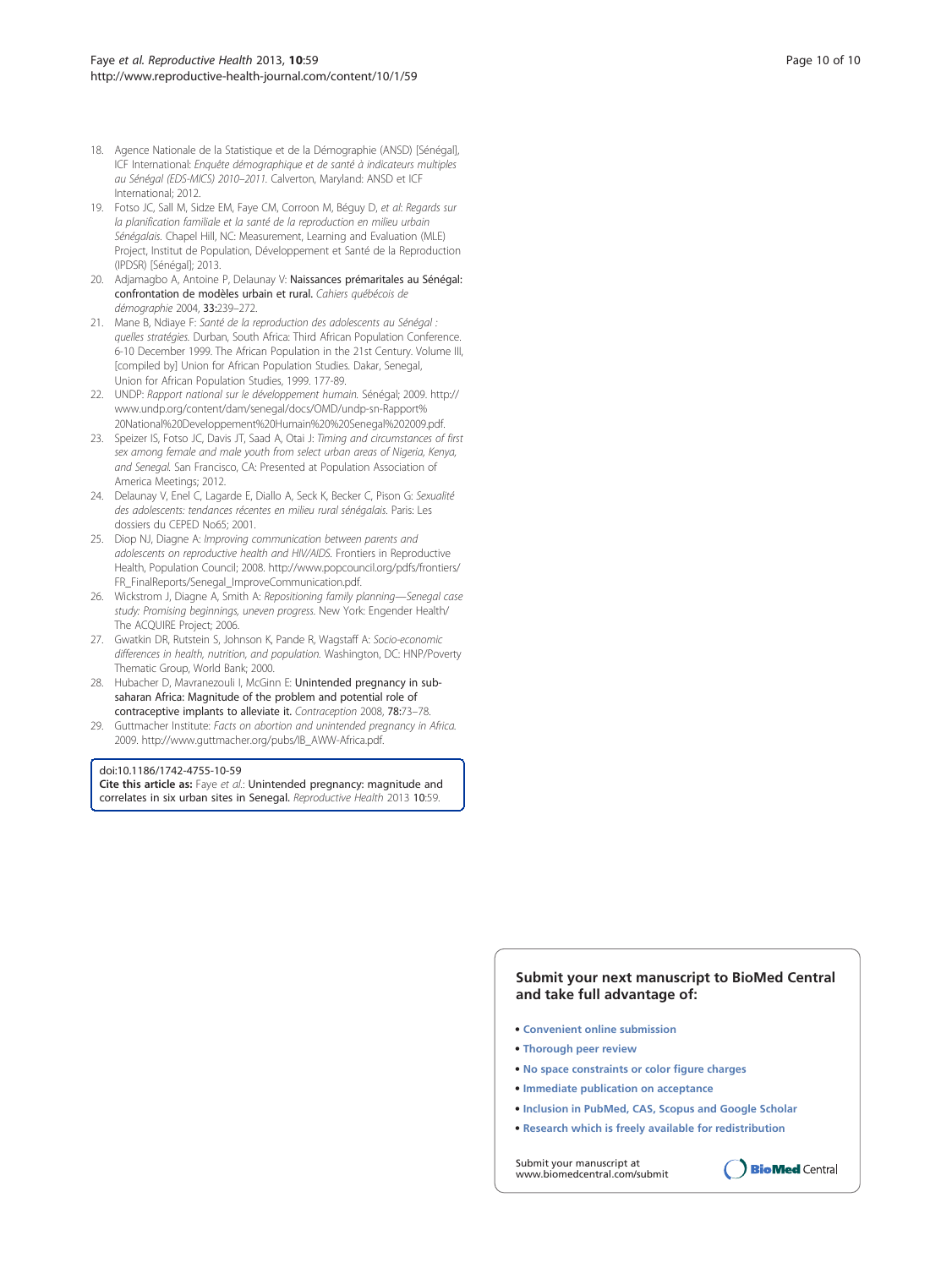18. Agence Nationale de la Statistique et de la Démographie (ANSD) [Sénégal], ICF International: *Enquête démographique et de santé à indicateurs multiples au Sénégal (EDS-MICS) 2010–2011.* Calverton, Maryland: ANSD et ICF International; 2012.
19. Fotso JC, Sall M, Sidze EM, Faye CM, Corroon M, Béguy D, *et al*: *Regards sur la planification familiale et la santé de la reproduction en milieu urbain Sénégalais.* Chapel Hill, NC: Measurement, Learning and Evaluation (MLE) Project, Institut de Population, Développement et Santé de la Reproduction (IPDSR) [Sénégal]; 2013.
20. Adjamagbo A, Antoine P, Delaunay V: **Naissances prématirales au Sénégal: confrontation de modèles urbain et rural.** *Cahiers québécois de démographie* 2004, **33:**239–272.
21. Mane B, Ndiaye F: *Santé de la reproduction des adolescents au Sénégal : quelles stratégies.* Durban, South Africa: Third African Population Conference. 6-10 December 1999. The African Population in the 21st Century. Volume III, [compiled by] Union for African Population Studies. Dakar, Senegal, Union for African Population Studies, 1999. 177-89.
22. UNDP: *Rapport national sur le développement humain.* Sénégal; 2009. http://www.undp.org/content/dam/senegal/docs/OMD/undp-sn-Rapport%20National%20Developpement%20Humain%20%20Senegal%202009.pdf.
23. Speizer IS, Fotso JC, Davis JT, Saad A, Otai J: *Timing and circumstances of first sex among female and male youth from select urban areas of Nigeria, Kenya, and Senegal.* San Francisco, CA: Presented at Population Association of America Meetings; 2012.
24. Delaunay V, Enel C, Lagarde E, Diallo A, Seck K, Becker C, Pison G: *Sexualité des adolescents: tendances récentes en milieu rural sénégalais.* Paris: Les dossiers du CEPED No65; 2001.
25. Diop NJ, Diagne A: *Improving communication between parents and adolescents on reproductive health and HIV/AIDS.* Frontiers in Reproductive Health, Population Council; 2008. http://www.popcouncil.org/pdfs/frontiers/FR_FinalReports/Senegal_ImproveCommunication.pdf.
26. Wickstrom J, Diagne A, Smith A: *Repositioning family planning—Senegal case study: Promising beginnings, uneven progress.* New York: Engender Health/ The ACQUIRE Project; 2006.
27. Gwatkin DR, Rutstein S, Johnson K, Pande R, Wagstaff A: *Socio-economic differences in health, nutrition, and population.* Washington, DC: HNP/Poverty Thematic Group, World Bank; 2000.
28. Hubacher D, Mavranezouli I, McGinn E: **Unintended pregnancy in sub-saharan Africa: Magnitude of the problem and potential role of contraceptive implants to alleviate it.** *Contraception* 2008, **78:**73–78.
29. Guttmacher Institute: *Facts on abortion and unintended pregnancy in Africa.* 2009. http://www.guttmacher.org/pubs/IB_AWW-Africa.pdf.

doi:10.1186/1742-4755-10-59

**Cite this article as:** Faye *et al.*: Unintended pregnancy: magnitude and correlates in six urban sites in Senegal. *Reproductive Health* 2013 **10**:59.

**Submit your next manuscript to BioMed Central and take full advantage of:**

- **Convenient online submission**
- **Thorough peer review**
- **No space constraints or color figure charges**
- **Immediate publication on acceptance**
- **Inclusion in PubMed, CAS, Scopus and Google Scholar**
- **Research which is freely available for redistribution**

Submit your manuscript at www.biomedcentral.com/submit

BioMed Central